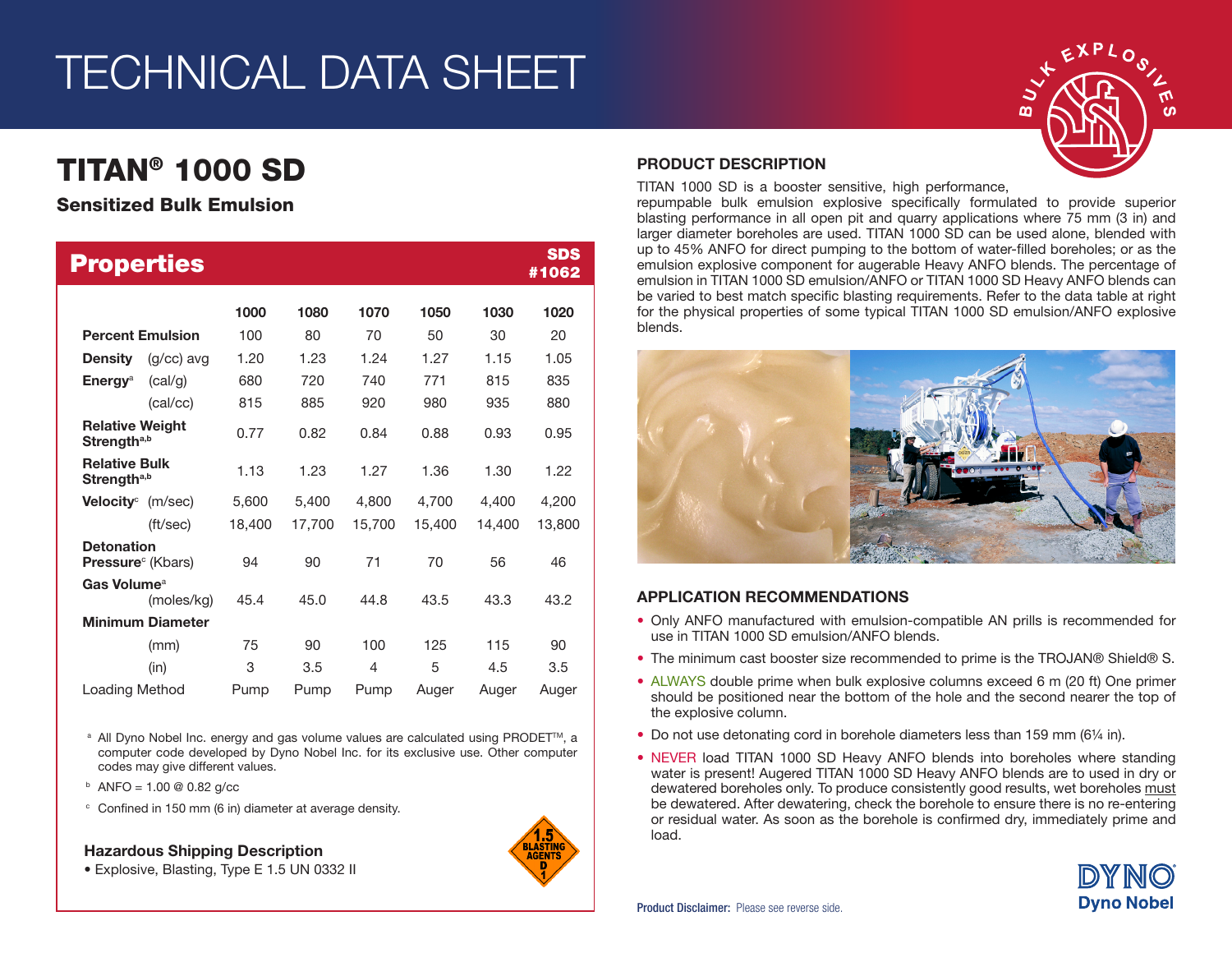# TECHNICAL DATA SHEET

## TITAN® 1000 SD

### Sensitized Bulk Emulsion

## Properties

SDS #1062

| | | 1000 | 1080 | 1070 | 1050 | 1030 | 1020 |
|---|---|---|---|---|---|---|---|
| **Percent Emulsion** | | 100 | 80 | 70 | 50 | 30 | 20 |
| **Density** | (g/cc) avg | 1.20 | 1.23 | 1.24 | 1.27 | 1.15 | 1.05 |
| **Energy**[a] | (cal/g) | 680 | 720 | 740 | 771 | 815 | 835 |
| | (cal/cc) | 815 | 885 | 920 | 980 | 935 | 880 |
| **Relative Weight Strength**[a,b] | | 0.77 | 0.82 | 0.84 | 0.88 | 0.93 | 0.95 |
| **Relative Bulk Strength**[a,b] | | 1.13 | 1.23 | 1.27 | 1.36 | 1.30 | 1.22 |
| **Velocity**[c] | (m/sec) | 5,600 | 5,400 | 4,800 | 4,700 | 4,400 | 4,200 |
| | (ft/sec) | 18,400 | 17,700 | 15,700 | 15,400 | 14,400 | 13,800 |
| **Detonation Pressure**[c] | (Kbars) | 94 | 90 | 71 | 70 | 56 | 46 |
| **Gas Volume**[a] | (moles/kg) | 45.4 | 45.0 | 44.8 | 43.5 | 43.3 | 43.2 |
| **Minimum Diameter** | (mm) | 75 | 90 | 100 | 125 | 115 | 90 |
| | (in) | 3 | 3.5 | 4 | 5 | 4.5 | 3.5 |
| Loading Method | | Pump | Pump | Pump | Auger | Auger | Auger |

[a] All Dyno Nobel Inc. energy and gas volume values are calculated using PRODET™, a computer code developed by Dyno Nobel Inc. for its exclusive use. Other computer codes may give different values.

[b] ANFO = 1.00 @ 0.82 g/cc

[c] Confined in 150 mm (6 in) diameter at average density.

### Hazardous Shipping Description

- Explosive, Blasting, Type E 1.5 UN 0332 II

## PRODUCT DESCRIPTION

TITAN 1000 SD is a booster sensitive, high performance, repumpable bulk emulsion explosive specifically formulated to provide superior blasting performance in all open pit and quarry applications where 75 mm (3 in) and larger diameter boreholes are used. TITAN 1000 SD can be used alone, blended with up to 45% ANFO for direct pumping to the bottom of water-filled boreholes; or as the emulsion explosive component for augerable Heavy ANFO blends. The percentage of emulsion in TITAN 1000 SD emulsion/ANFO or TITAN 1000 SD Heavy ANFO blends can be varied to best match specific blasting requirements. Refer to the data table at right for the physical properties of some typical TITAN 1000 SD emulsion/ANFO explosive blends.

## APPLICATION RECOMMENDATIONS

- Only ANFO manufactured with emulsion-compatible AN prills is recommended for use in TITAN 1000 SD emulsion/ANFO blends.
- The minimum cast booster size recommended to prime is the TROJAN® Shield® S.
- ALWAYS double prime when bulk explosive columns exceed 6 m (20 ft) One primer should be positioned near the bottom of the hole and the second nearer the top of the explosive column.
- Do not use detonating cord in borehole diameters less than 159 mm (6¼ in).
- NEVER load TITAN 1000 SD Heavy ANFO blends into boreholes where standing water is present! Augered TITAN 1000 SD Heavy ANFO blends are to used in dry or dewatered boreholes only. To produce consistently good results, wet boreholes must be dewatered. After dewatering, check the borehole to ensure there is no re-entering or residual water. As soon as the borehole is confirmed dry, immediately prime and load.

**Product Disclaimer:** Please see reverse side.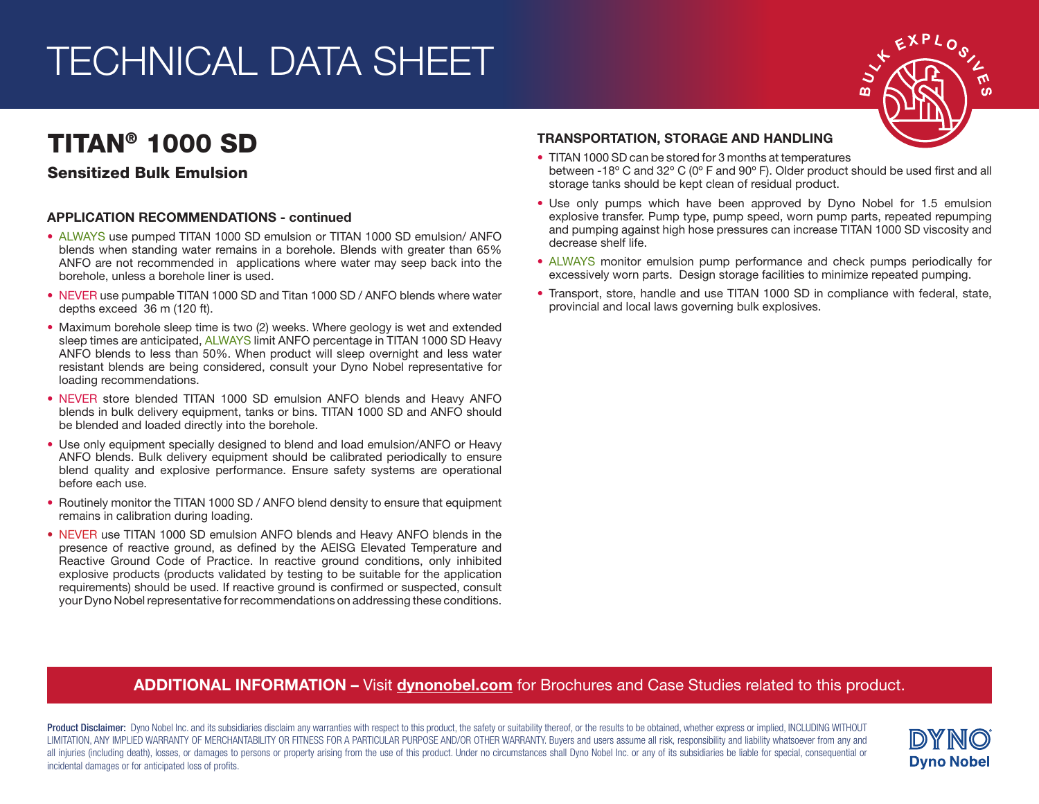# TECHNICAL DATA SHEET

## TITAN® 1000 SD

### Sensitized Bulk Emulsion

#### APPLICATION RECOMMENDATIONS - continued

- ALWAYS use pumped TITAN 1000 SD emulsion or TITAN 1000 SD emulsion/ ANFO blends when standing water remains in a borehole. Blends with greater than 65% ANFO are not recommended in applications where water may seep back into the borehole, unless a borehole liner is used.
- NEVER use pumpable TITAN 1000 SD and Titan 1000 SD / ANFO blends where water depths exceed 36 m (120 ft).
- Maximum borehole sleep time is two (2) weeks. Where geology is wet and extended sleep times are anticipated, ALWAYS limit ANFO percentage in TITAN 1000 SD Heavy ANFO blends to less than 50%. When product will sleep overnight and less water resistant blends are being considered, consult your Dyno Nobel representative for loading recommendations.
- NEVER store blended TITAN 1000 SD emulsion ANFO blends and Heavy ANFO blends in bulk delivery equipment, tanks or bins. TITAN 1000 SD and ANFO should be blended and loaded directly into the borehole.
- Use only equipment specially designed to blend and load emulsion/ANFO or Heavy ANFO blends. Bulk delivery equipment should be calibrated periodically to ensure blend quality and explosive performance. Ensure safety systems are operational before each use.
- Routinely monitor the TITAN 1000 SD / ANFO blend density to ensure that equipment remains in calibration during loading.
- NEVER use TITAN 1000 SD emulsion ANFO blends and Heavy ANFO blends in the presence of reactive ground, as defined by the AEISG Elevated Temperature and Reactive Ground Code of Practice. In reactive ground conditions, only inhibited explosive products (products validated by testing to be suitable for the application requirements) should be used. If reactive ground is confirmed or suspected, consult your Dyno Nobel representative for recommendations on addressing these conditions.

#### TRANSPORTATION, STORAGE AND HANDLING

- TITAN 1000 SD can be stored for 3 months at temperatures between -18º C and 32º C (0º F and 90º F). Older product should be used first and all storage tanks should be kept clean of residual product.
- Use only pumps which have been approved by Dyno Nobel for 1.5 emulsion explosive transfer. Pump type, pump speed, worn pump parts, repeated repumping and pumping against high hose pressures can increase TITAN 1000 SD viscosity and decrease shelf life.
- ALWAYS monitor emulsion pump performance and check pumps periodically for excessively worn parts. Design storage facilities to minimize repeated pumping.
- Transport, store, handle and use TITAN 1000 SD in compliance with federal, state, provincial and local laws governing bulk explosives.

**ADDITIONAL INFORMATION –** Visit **dynonobel.com** for Brochures and Case Studies related to this product.

**Product Disclaimer:** Dyno Nobel Inc. and its subsidiaries disclaim any warranties with respect to this product, the safety or suitability thereof, or the results to be obtained, whether express or implied, INCLUDING WITHOUT LIMITATION, ANY IMPLIED WARRANTY OF MERCHANTABILITY OR FITNESS FOR A PARTICULAR PURPOSE AND/OR OTHER WARRANTY. Buyers and users assume all risk, responsibility and liability whatsoever from any and all injuries (including death), losses, or damages to persons or property arising from the use of this product. Under no circumstances shall Dyno Nobel Inc. or any of its subsidiaries be liable for special, consequential or incidental damages or for anticipated loss of profits.